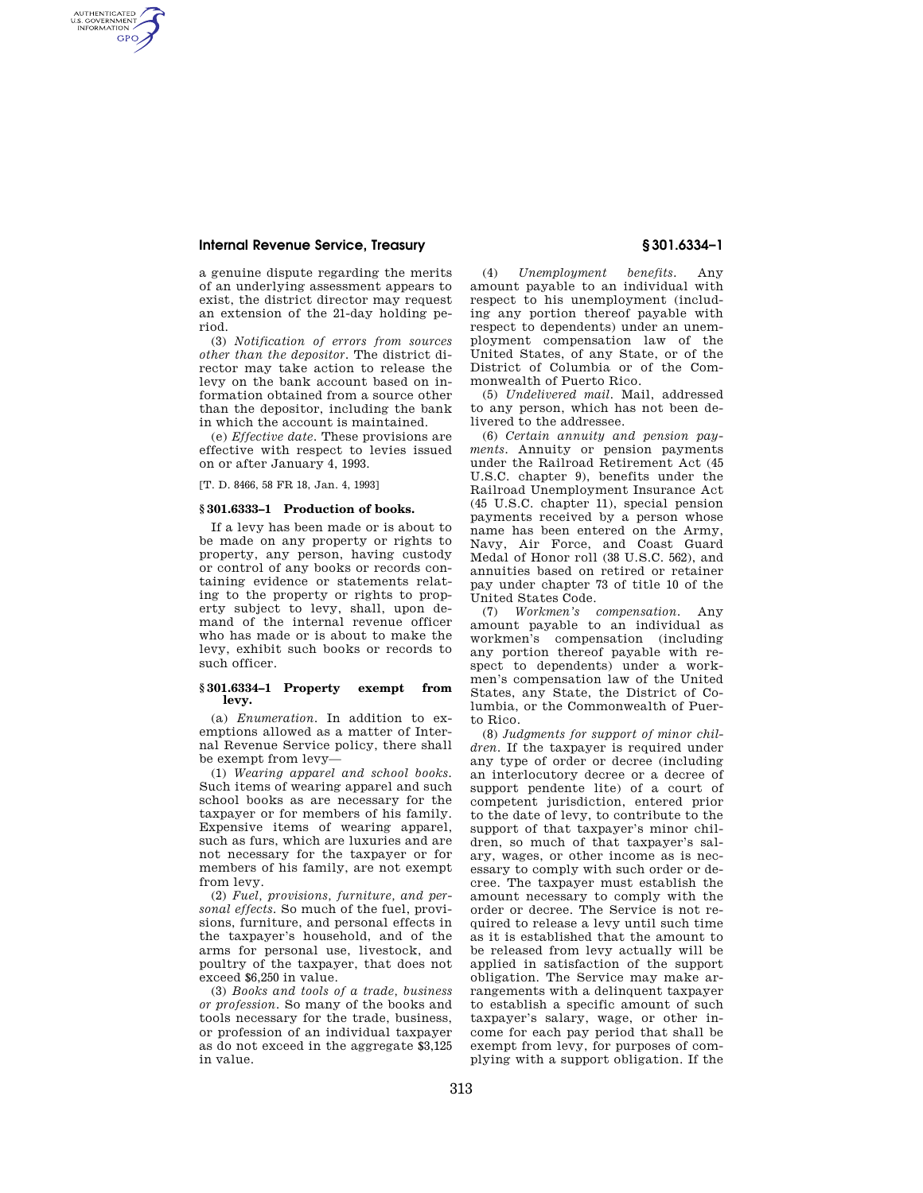a genuine dispute regarding the merits of an underlying assessment appears to exist, the district director may request an extension of the 21-day holding period.

(3) *Notification of errors from sources other than the depositor.* The district director may take action to release the levy on the bank account based on information obtained from a source other than the depositor, including the bank in which the account is maintained.

(e) *Effective date.* These provisions are effective with respect to levies issued on or after January 4, 1993.

[T. D. 8466, 58 FR 18, Jan. 4, 1993]

### § 301.6333–1 Production of books.

If a levy has been made or is about to be made on any property or rights to property, any person, having custody or control of any books or records containing evidence or statements relating to the property or rights to property subject to levy, shall, upon demand of the internal revenue officer who has made or is about to make the levy, exhibit such books or records to such officer.

### § 301.6334–1 Property exempt from levy.

(a) *Enumeration.* In addition to exemptions allowed as a matter of Internal Revenue Service policy, there shall be exempt from levy—

(1) *Wearing apparel and school books.* Such items of wearing apparel and such school books as are necessary for the taxpayer or for members of his family. Expensive items of wearing apparel, such as furs, which are luxuries and are not necessary for the taxpayer or for members of his family, are not exempt from levy.

(2) *Fuel, provisions, furniture, and personal effects.* So much of the fuel, provisions, furniture, and personal effects in the taxpayer's household, and of the arms for personal use, livestock, and poultry of the taxpayer, that does not exceed $6,250 in value.

(3) *Books and tools of a trade, business or profession.* So many of the books and tools necessary for the trade, business, or profession of an individual taxpayer as do not exceed in the aggregate $3,125 in value.

(4) *Unemployment benefits.* Any amount payable to an individual with respect to his unemployment (including any portion thereof payable with respect to dependents) under an unemployment compensation law of the United States, of any State, or of the District of Columbia or of the Commonwealth of Puerto Rico.

(5) *Undelivered mail.* Mail, addressed to any person, which has not been delivered to the addressee.

(6) *Certain annuity and pension payments.* Annuity or pension payments under the Railroad Retirement Act (45 U.S.C. chapter 9), benefits under the Railroad Unemployment Insurance Act (45 U.S.C. chapter 11), special pension payments received by a person whose name has been entered on the Army, Navy, Air Force, and Coast Guard Medal of Honor roll (38 U.S.C. 562), and annuities based on retired or retainer pay under chapter 73 of title 10 of the United States Code.

(7) *Workmen's compensation.* Any amount payable to an individual as workmen's compensation (including any portion thereof payable with respect to dependents) under a workmen's compensation law of the United States, any State, the District of Columbia, or the Commonwealth of Puerto Rico.

(8) *Judgments for support of minor children.* If the taxpayer is required under any type of order or decree (including an interlocutory decree or a decree of support pendente lite) of a court of competent jurisdiction, entered prior to the date of levy, to contribute to the support of that taxpayer's minor children, so much of that taxpayer's salary, wages, or other income as is necessary to comply with such order or decree. The taxpayer must establish the amount necessary to comply with the order or decree. The Service is not required to release a levy until such time as it is established that the amount to be released from levy actually will be applied in satisfaction of the support obligation. The Service may make arrangements with a delinquent taxpayer to establish a specific amount of such taxpayer's salary, wage, or other income for each pay period that shall be exempt from levy, for purposes of complying with a support obligation. If the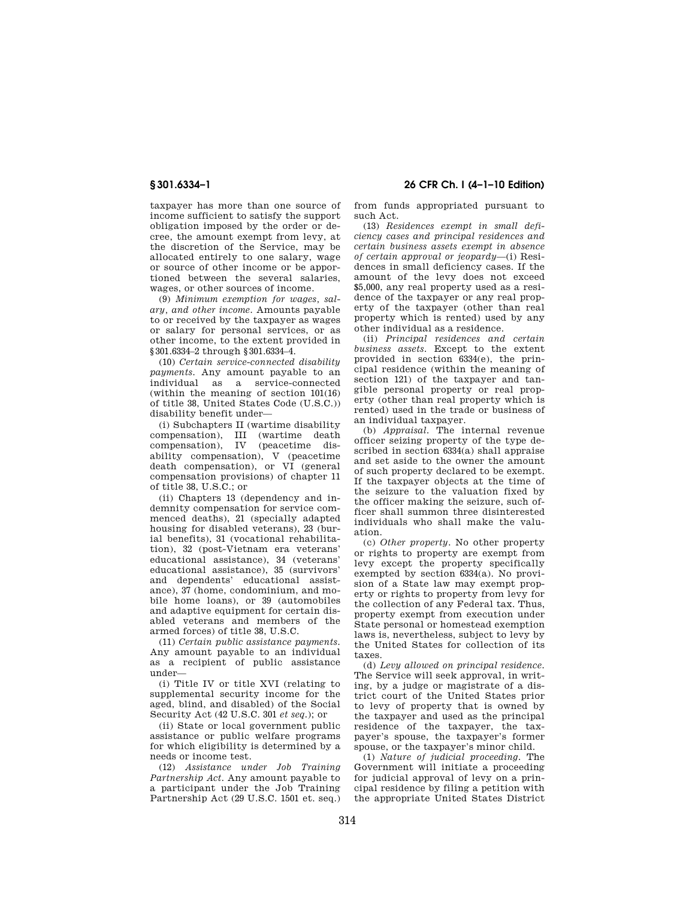taxpayer has more than one source of income sufficient to satisfy the support obligation imposed by the order or decree, the amount exempt from levy, at the discretion of the Service, may be allocated entirely to one salary, wage or source of other income or be apportioned between the several salaries, wages, or other sources of income.

(9) *Minimum exemption for wages, salary, and other income.* Amounts payable to or received by the taxpayer as wages or salary for personal services, or as other income, to the extent provided in §301.6334–2 through §301.6334–4.

(10) *Certain service-connected disability payments.* Any amount payable to an individual as a service-connected (within the meaning of section 101(16) of title 38, United States Code (U.S.C.)) disability benefit under—

(i) Subchapters II (wartime disability compensation), III (wartime death compensation), IV (peacetime disability compensation), V (peacetime death compensation), or VI (general compensation provisions) of chapter 11 of title 38, U.S.C.; or

(ii) Chapters 13 (dependency and indemnity compensation for service commenced deaths), 21 (specially adapted housing for disabled veterans), 23 (burial benefits), 31 (vocational rehabilitation), 32 (post-Vietnam era veterans' educational assistance), 34 (veterans' educational assistance), 35 (survivors' and dependents' educational assistance), 37 (home, condominium, and mobile home loans), or 39 (automobiles and adaptive equipment for certain disabled veterans and members of the armed forces) of title 38, U.S.C.

(11) *Certain public assistance payments.* Any amount payable to an individual as a recipient of public assistance under—

(i) Title IV or title XVI (relating to supplemental security income for the aged, blind, and disabled) of the Social Security Act (42 U.S.C. 301 *et seq.*); or

(ii) State or local government public assistance or public welfare programs for which eligibility is determined by a needs or income test.

(12) *Assistance under Job Training Partnership Act.* Any amount payable to a participant under the Job Training Partnership Act (29 U.S.C. 1501 et. seq.) from funds appropriated pursuant to such Act.

(13) *Residences exempt in small deficiency cases and principal residences and certain business assets exempt in absence of certain approval or jeopardy*—(i) Residences in small deficiency cases. If the amount of the levy does not exceed $5,000, any real property used as a residence of the taxpayer or any real property of the taxpayer (other than real property which is rented) used by any other individual as a residence.

(ii) *Principal residences and certain business assets.* Except to the extent provided in section 6334(e), the principal residence (within the meaning of section 121) of the taxpayer and tangible personal property or real property (other than real property which is rented) used in the trade or business of an individual taxpayer.

(b) *Appraisal.* The internal revenue officer seizing property of the type described in section 6334(a) shall appraise and set aside to the owner the amount of such property declared to be exempt. If the taxpayer objects at the time of the seizure to the valuation fixed by the officer making the seizure, such officer shall summon three disinterested individuals who shall make the valuation.

(c) *Other property.* No other property or rights to property are exempt from levy except the property specifically exempted by section 6334(a). No provision of a State law may exempt property or rights to property from levy for the collection of any Federal tax. Thus, property exempt from execution under State personal or homestead exemption laws is, nevertheless, subject to levy by the United States for collection of its taxes.

(d) *Levy allowed on principal residence.* The Service will seek approval, in writing, by a judge or magistrate of a district court of the United States prior to levy of property that is owned by the taxpayer and used as the principal residence of the taxpayer, the taxpayer's spouse, the taxpayer's former spouse, or the taxpayer's minor child.

(1) *Nature of judicial proceeding.* The Government will initiate a proceeding for judicial approval of levy on a principal residence by filing a petition with the appropriate United States District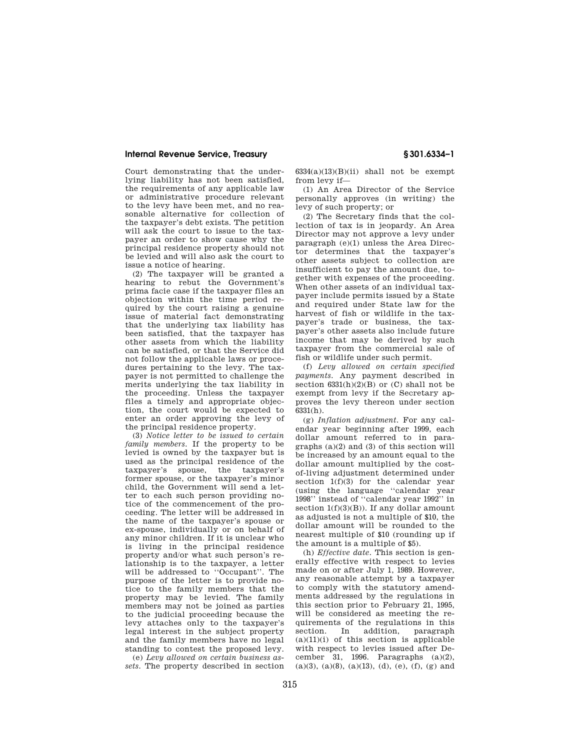Court demonstrating that the underlying liability has not been satisfied, the requirements of any applicable law or administrative procedure relevant to the levy have been met, and no reasonable alternative for collection of the taxpayer's debt exists. The petition will ask the court to issue to the taxpayer an order to show cause why the principal residence property should not be levied and will also ask the court to issue a notice of hearing.

(2) The taxpayer will be granted a hearing to rebut the Government's prima facie case if the taxpayer files an objection within the time period required by the court raising a genuine issue of material fact demonstrating that the underlying tax liability has been satisfied, that the taxpayer has other assets from which the liability can be satisfied, or that the Service did not follow the applicable laws or procedures pertaining to the levy. The taxpayer is not permitted to challenge the merits underlying the tax liability in the proceeding. Unless the taxpayer files a timely and appropriate objection, the court would be expected to enter an order approving the levy of the principal residence property.

(3) *Notice letter to be issued to certain family members.* If the property to be levied is owned by the taxpayer but is used as the principal residence of the taxpayer's spouse, the taxpayer's former spouse, or the taxpayer's minor child, the Government will send a letter to each such person providing notice of the commencement of the proceeding. The letter will be addressed in the name of the taxpayer's spouse or ex-spouse, individually or on behalf of any minor children. If it is unclear who is living in the principal residence property and/or what such person's relationship is to the taxpayer, a letter will be addressed to ''Occupant''. The purpose of the letter is to provide notice to the family members that the property may be levied. The family members may not be joined as parties to the judicial proceeding because the levy attaches only to the taxpayer's legal interest in the subject property and the family members have no legal standing to contest the proposed levy.

(e) *Levy allowed on certain business assets.* The property described in section 6334(a)(13)(B)(ii) shall not be exempt from levy if—

(1) An Area Director of the Service personally approves (in writing) the levy of such property; or

(2) The Secretary finds that the collection of tax is in jeopardy. An Area Director may not approve a levy under paragraph (e)(1) unless the Area Director determines that the taxpayer's other assets subject to collection are insufficient to pay the amount due, together with expenses of the proceeding. When other assets of an individual taxpayer include permits issued by a State and required under State law for the harvest of fish or wildlife in the taxpayer's trade or business, the taxpayer's other assets also include future income that may be derived by such taxpayer from the commercial sale of fish or wildlife under such permit.

(f) *Levy allowed on certain specified payments.* Any payment described in section 6331(h)(2)(B) or (C) shall not be exempt from levy if the Secretary approves the levy thereon under section 6331(h).

(g) *Inflation adjustment.* For any calendar year beginning after 1999, each dollar amount referred to in paragraphs (a)(2) and (3) of this section will be increased by an amount equal to the dollar amount multiplied by the cost-of-living adjustment determined under section 1(f)(3) for the calendar year (using the language ''calendar year 1998'' instead of ''calendar year 1992'' in section 1(f)(3)(B)). If any dollar amount as adjusted is not a multiple of $10, the dollar amount will be rounded to the nearest multiple of $10 (rounding up if the amount is a multiple of $5).

(h) *Effective date.* This section is generally effective with respect to levies made on or after July 1, 1989. However, any reasonable attempt by a taxpayer to comply with the statutory amendments addressed by the regulations in this section prior to February 21, 1995, will be considered as meeting the requirements of the regulations in this section. In addition, paragraph (a)(11)(i) of this section is applicable with respect to levies issued after December 31, 1996. Paragraphs (a)(2), (a)(3), (a)(8), (a)(13), (d), (e), (f), (g) and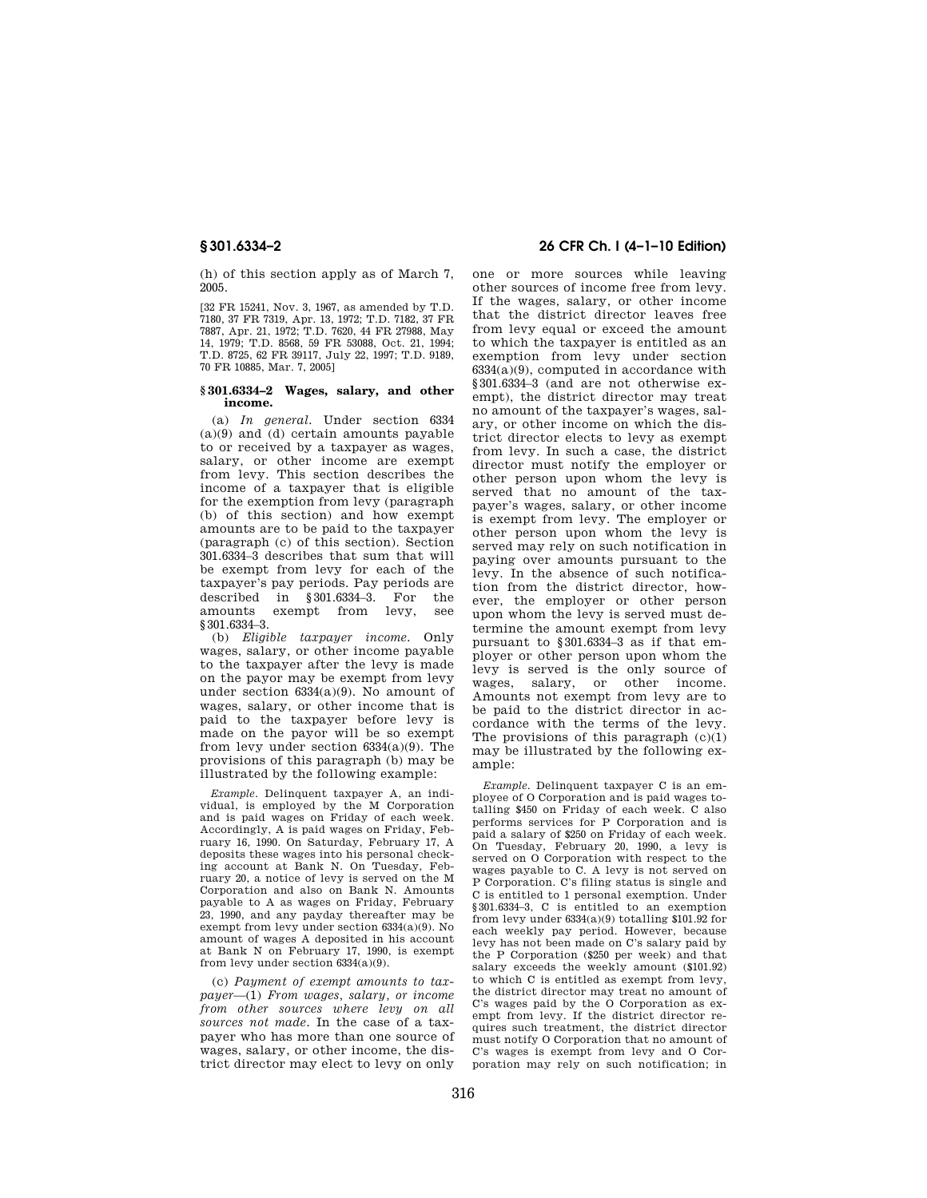(h) of this section apply as of March 7, 2005.

[32 FR 15241, Nov. 3, 1967, as amended by T.D. 7180, 37 FR 7319, Apr. 13, 1972; T.D. 7182, 37 FR 7887, Apr. 21, 1972; T.D. 7620, 44 FR 27988, May 14, 1979; T.D. 8568, 59 FR 53088, Oct. 21, 1994; T.D. 8725, 62 FR 39117, July 22, 1997; T.D. 9189, 70 FR 10885, Mar. 7, 2005]

### § 301.6334–2 Wages, salary, and other income.

(a) *In general.* Under section 6334 (a)(9) and (d) certain amounts payable to or received by a taxpayer as wages, salary, or other income are exempt from levy. This section describes the income of a taxpayer that is eligible for the exemption from levy (paragraph (b) of this section) and how exempt amounts are to be paid to the taxpayer (paragraph (c) of this section). Section 301.6334–3 describes that sum that will be exempt from levy for each of the taxpayer's pay periods. Pay periods are described in § 301.6334–3. For the amounts exempt from levy, see § 301.6334–3.

(b) *Eligible taxpayer income.* Only wages, salary, or other income payable to the taxpayer after the levy is made on the payor may be exempt from levy under section 6334(a)(9). No amount of wages, salary, or other income that is paid to the taxpayer before levy is made on the payor will be so exempt from levy under section 6334(a)(9). The provisions of this paragraph (b) may be illustrated by the following example:

*Example.* Delinquent taxpayer A, an individual, is employed by the M Corporation and is paid wages on Friday of each week. Accordingly, A is paid wages on Friday, February 16, 1990. On Saturday, February 17, A deposits these wages into his personal checking account at Bank N. On Tuesday, February 20, a notice of levy is served on the M Corporation and also on Bank N. Amounts payable to A as wages on Friday, February 23, 1990, and any payday thereafter may be exempt from levy under section 6334(a)(9). No amount of wages A deposited in his account at Bank N on February 17, 1990, is exempt from levy under section 6334(a)(9).

(c) *Payment of exempt amounts to taxpayer*—(1) *From wages, salary, or income from other sources where levy on all sources not made.* In the case of a taxpayer who has more than one source of wages, salary, or other income, the district director may elect to levy on only one or more sources while leaving other sources of income free from levy. If the wages, salary, or other income that the district director leaves free from levy equal or exceed the amount to which the taxpayer is entitled as an exemption from levy under section 6334(a)(9), computed in accordance with § 301.6334–3 (and are not otherwise exempt), the district director may treat no amount of the taxpayer's wages, salary, or other income on which the district director elects to levy as exempt from levy. In such a case, the district director must notify the employer or other person upon whom the levy is served that no amount of the taxpayer's wages, salary, or other income is exempt from levy. The employer or other person upon whom the levy is served may rely on such notification in paying over amounts pursuant to the levy. In the absence of such notification from the district director, however, the employer or other person upon whom the levy is served must determine the amount exempt from levy pursuant to § 301.6334–3 as if that employer or other person upon whom the levy is served is the only source of wages, salary, or other income. Amounts not exempt from levy are to be paid to the district director in accordance with the terms of the levy. The provisions of this paragraph (c)(1) may be illustrated by the following example:

*Example.* Delinquent taxpayer C is an employee of O Corporation and is paid wages totalling $450 on Friday of each week. C also performs services for P Corporation and is paid a salary of $250 on Friday of each week. On Tuesday, February 20, 1990, a levy is served on O Corporation with respect to the wages payable to C. A levy is not served on P Corporation. C's filing status is single and C is entitled to 1 personal exemption. Under § 301.6334–3, C is entitled to an exemption from levy under 6334(a)(9) totalling $101.92 for each weekly pay period. However, because levy has not been made on C's salary paid by the P Corporation ($250 per week) and that salary exceeds the weekly amount ($101.92) to which C is entitled as exempt from levy, the district director may treat no amount of C's wages paid by the O Corporation as exempt from levy. If the district director requires such treatment, the district director must notify O Corporation that no amount of C's wages is exempt from levy and O Corporation may rely on such notification; in